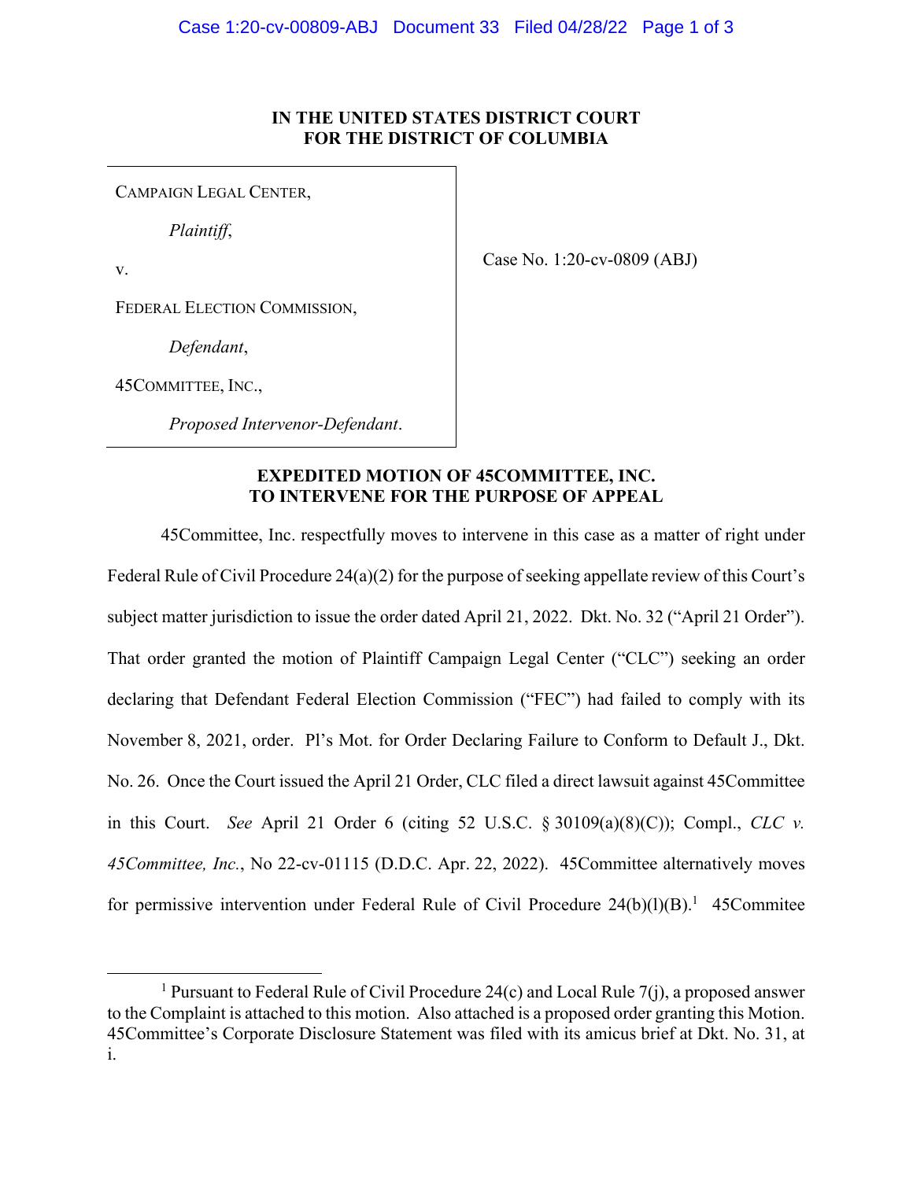**IN THE UNITED STATES DISTRICT COURT**
**FOR THE DISTRICT OF COLUMBIA**

| | |
|---|---|
| CAMPAIGN LEGAL CENTER,<br><br>*Plaintiff*,<br><br>v.<br><br>FEDERAL ELECTION COMMISSION,<br><br>*Defendant*,<br><br>45COMMITTEE, INC.,<br><br>*Proposed Intervenor-Defendant*. | Case No. 1:20-cv-0809 (ABJ) |

**EXPEDITED MOTION OF 45COMMITTEE, INC.**
**TO INTERVENE FOR THE PURPOSE OF APPEAL**

45Committee, Inc. respectfully moves to intervene in this case as a matter of right under Federal Rule of Civil Procedure 24(a)(2) for the purpose of seeking appellate review of this Court's subject matter jurisdiction to issue the order dated April 21, 2022. Dkt. No. 32 ("April 21 Order"). That order granted the motion of Plaintiff Campaign Legal Center ("CLC") seeking an order declaring that Defendant Federal Election Commission ("FEC") had failed to comply with its November 8, 2021, order. Pl's Mot. for Order Declaring Failure to Conform to Default J., Dkt. No. 26. Once the Court issued the April 21 Order, CLC filed a direct lawsuit against 45Committee in this Court. *See* April 21 Order 6 (citing 52 U.S.C. § 30109(a)(8)(C)); Compl., *CLC v. 45Committee, Inc.*, No 22-cv-01115 (D.D.C. Apr. 22, 2022). 45Committee alternatively moves for permissive intervention under Federal Rule of Civil Procedure 24(b)(l)(B).[1] 45Commitee

[1] Pursuant to Federal Rule of Civil Procedure 24(c) and Local Rule 7(j), a proposed answer to the Complaint is attached to this motion. Also attached is a proposed order granting this Motion. 45Committee's Corporate Disclosure Statement was filed with its amicus brief at Dkt. No. 31, at i.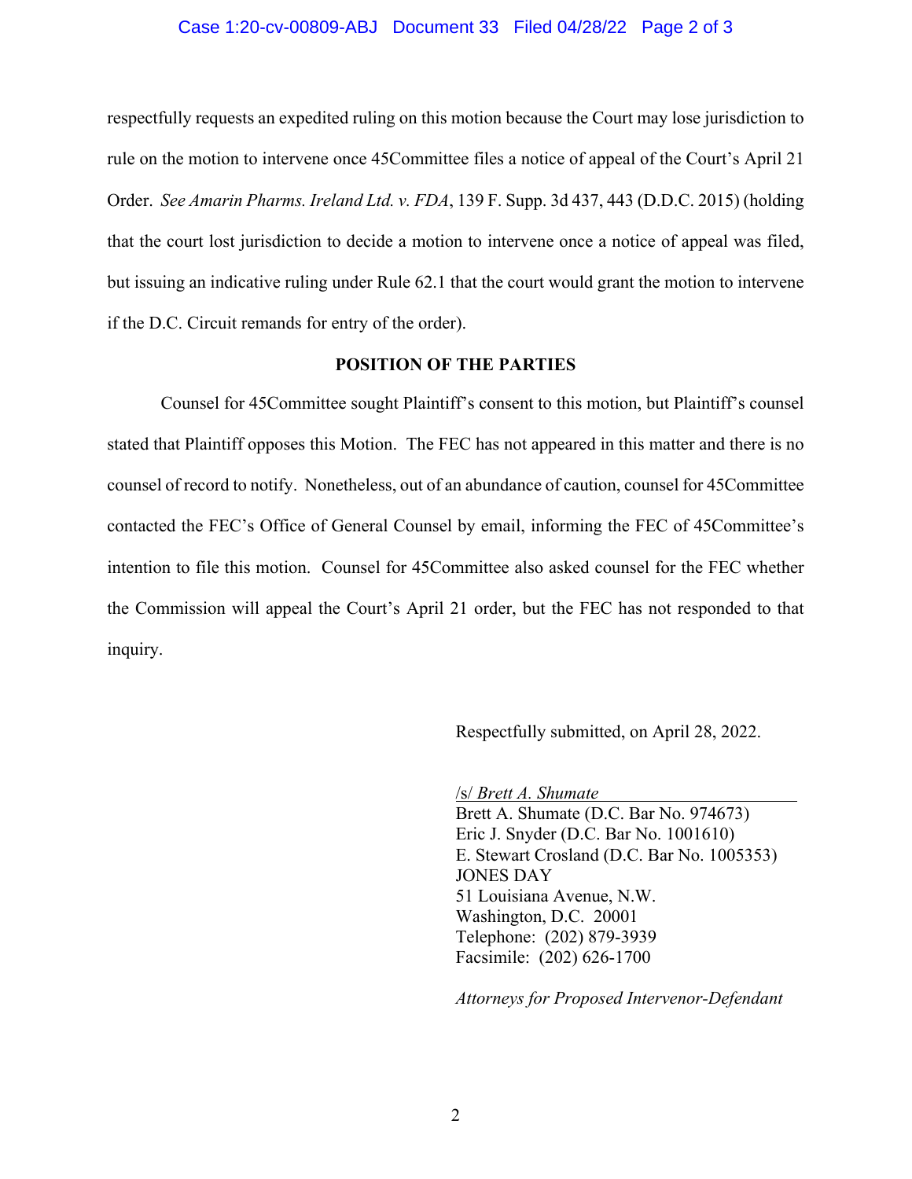respectfully requests an expedited ruling on this motion because the Court may lose jurisdiction to rule on the motion to intervene once 45Committee files a notice of appeal of the Court's April 21 Order. *See Amarin Pharms. Ireland Ltd. v. FDA*, 139 F. Supp. 3d 437, 443 (D.D.C. 2015) (holding that the court lost jurisdiction to decide a motion to intervene once a notice of appeal was filed, but issuing an indicative ruling under Rule 62.1 that the court would grant the motion to intervene if the D.C. Circuit remands for entry of the order).

## POSITION OF THE PARTIES

Counsel for 45Committee sought Plaintiff's consent to this motion, but Plaintiff's counsel stated that Plaintiff opposes this Motion. The FEC has not appeared in this matter and there is no counsel of record to notify. Nonetheless, out of an abundance of caution, counsel for 45Committee contacted the FEC's Office of General Counsel by email, informing the FEC of 45Committee's intention to file this motion. Counsel for 45Committee also asked counsel for the FEC whether the Commission will appeal the Court's April 21 order, but the FEC has not responded to that inquiry.

Respectfully submitted, on April 28, 2022.

/s/ *Brett A. Shumate*
Brett A. Shumate (D.C. Bar No. 974673)
Eric J. Snyder (D.C. Bar No. 1001610)
E. Stewart Crosland (D.C. Bar No. 1005353)
JONES DAY
51 Louisiana Avenue, N.W.
Washington, D.C. 20001
Telephone: (202) 879-3939
Facsimile: (202) 626-1700

*Attorneys for Proposed Intervenor-Defendant*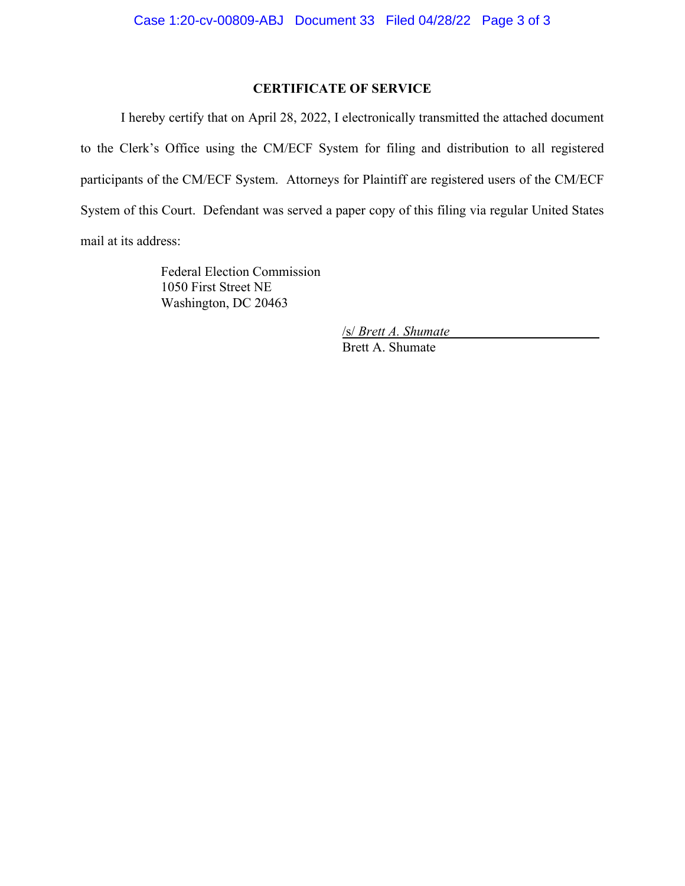## CERTIFICATE OF SERVICE

I hereby certify that on April 28, 2022, I electronically transmitted the attached document to the Clerk's Office using the CM/ECF System for filing and distribution to all registered participants of the CM/ECF System. Attorneys for Plaintiff are registered users of the CM/ECF System of this Court. Defendant was served a paper copy of this filing via regular United States mail at its address:

Federal Election Commission
1050 First Street NE
Washington, DC 20463

/s/ *Brett A. Shumate*
Brett A. Shumate